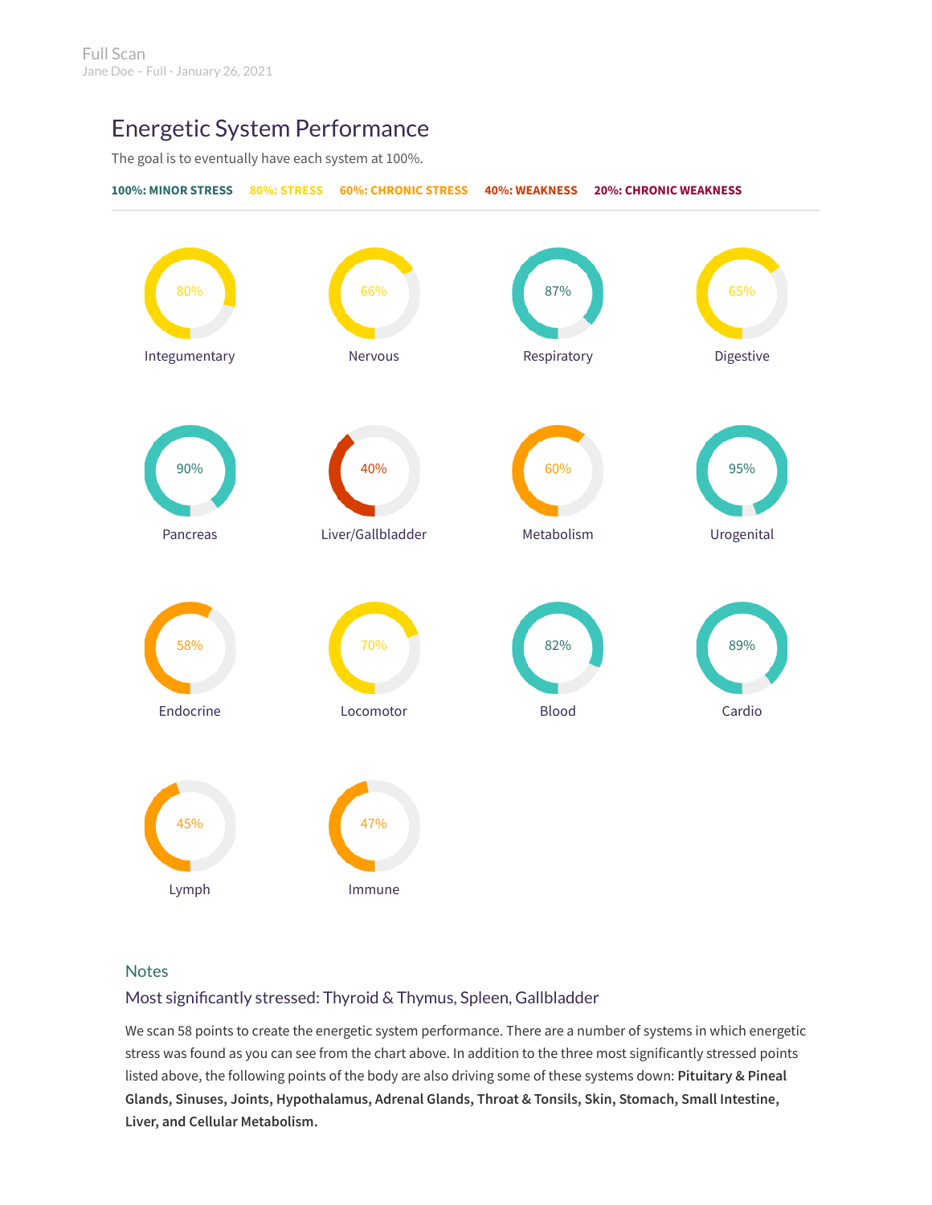Full Scan
Jane Doe – Full - January 26, 2021

## Energetic System Performance

The goal is to eventually have each system at 100%.

**100%: MINOR STRESS** **80%: STRESS** **60%: CHRONIC STRESS** **40%: WEAKNESS** **20%: CHRONIC WEAKNESS**

| System | Performance |
| --- | --- |
| Integumentary | 80% |
| Nervous | 66% |
| Respiratory | 87% |
| Digestive | 65% |
| Pancreas | 90% |
| Liver/Gallbladder | 40% |
| Metabolism | 60% |
| Urogenital | 95% |
| Endocrine | 58% |
| Locomotor | 70% |
| Blood | 82% |
| Cardio | 89% |
| Lymph | 45% |
| Immune | 47% |

### Notes

#### Most significantly stressed: Thyroid & Thymus, Spleen, Gallbladder

We scan 58 points to create the energetic system performance. There are a number of systems in which energetic stress was found as you can see from the chart above. In addition to the three most significantly stressed points listed above, the following points of the body are also driving some of these systems down: **Pituitary & Pineal Glands, Sinuses, Joints, Hypothalamus, Adrenal Glands, Throat & Tonsils, Skin, Stomach, Small Intestine, Liver, and Cellular Metabolism.**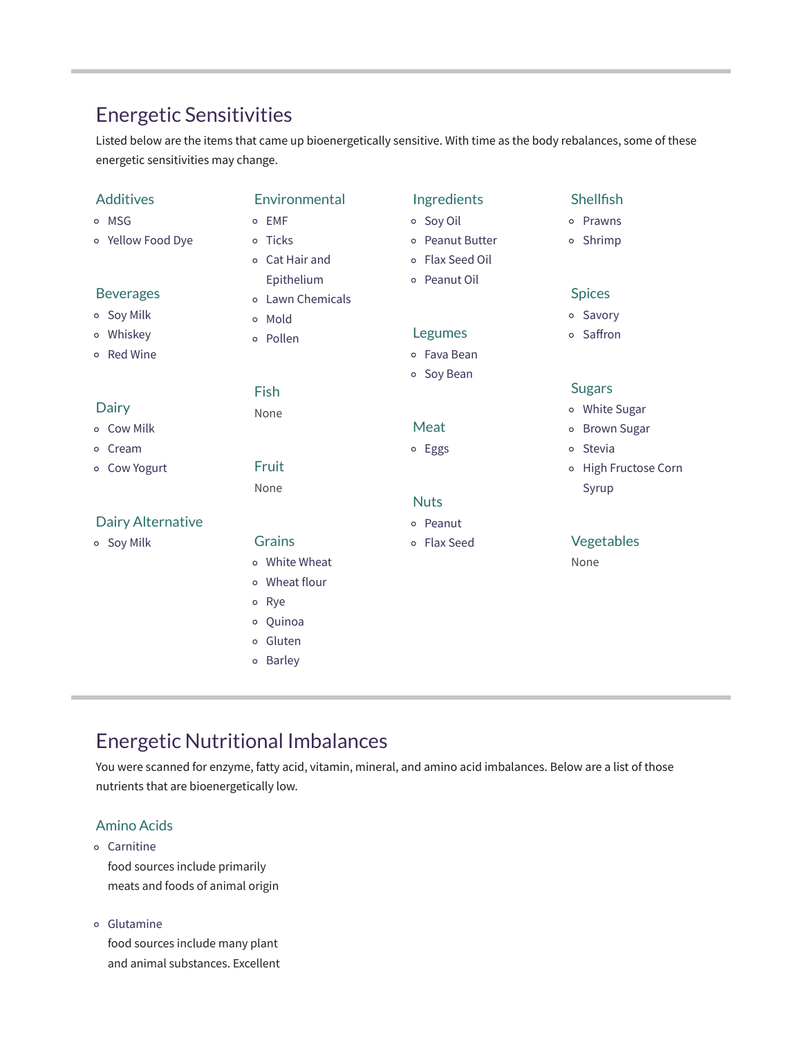## Energetic Sensitivities

Listed below are the items that came up bioenergetically sensitive. With time as the body rebalances, some of these energetic sensitivities may change.

### Additives

- MSG
- Yellow Food Dye

### Beverages

- Soy Milk
- Whiskey
- Red Wine

### Dairy

- Cow Milk
- Cream
- Cow Yogurt

### Dairy Alternative

- Soy Milk

### Environmental

- EMF
- Ticks
- Cat Hair and Epithelium
- Lawn Chemicals
- Mold
- Pollen

### Fish

None

### Fruit

None

### Grains

- White Wheat
- Wheat flour
- Rye
- Quinoa
- Gluten
- Barley

### Ingredients

- Soy Oil
- Peanut Butter
- Flax Seed Oil
- Peanut Oil

### Legumes

- Fava Bean
- Soy Bean

### Meat

- Eggs

### Nuts

- Peanut
- Flax Seed

### Shellfish

- Prawns
- Shrimp

### Spices

- Savory
- Saffron

### Sugars

- White Sugar
- Brown Sugar
- Stevia
- High Fructose Corn Syrup

### Vegetables

None

## Energetic Nutritional Imbalances

You were scanned for enzyme, fatty acid, vitamin, mineral, and amino acid imbalances. Below are a list of those nutrients that are bioenergetically low.

### Amino Acids

- Carnitine
  food sources include primarily meats and foods of animal origin

- Glutamine
  food sources include many plant and animal substances. Excellent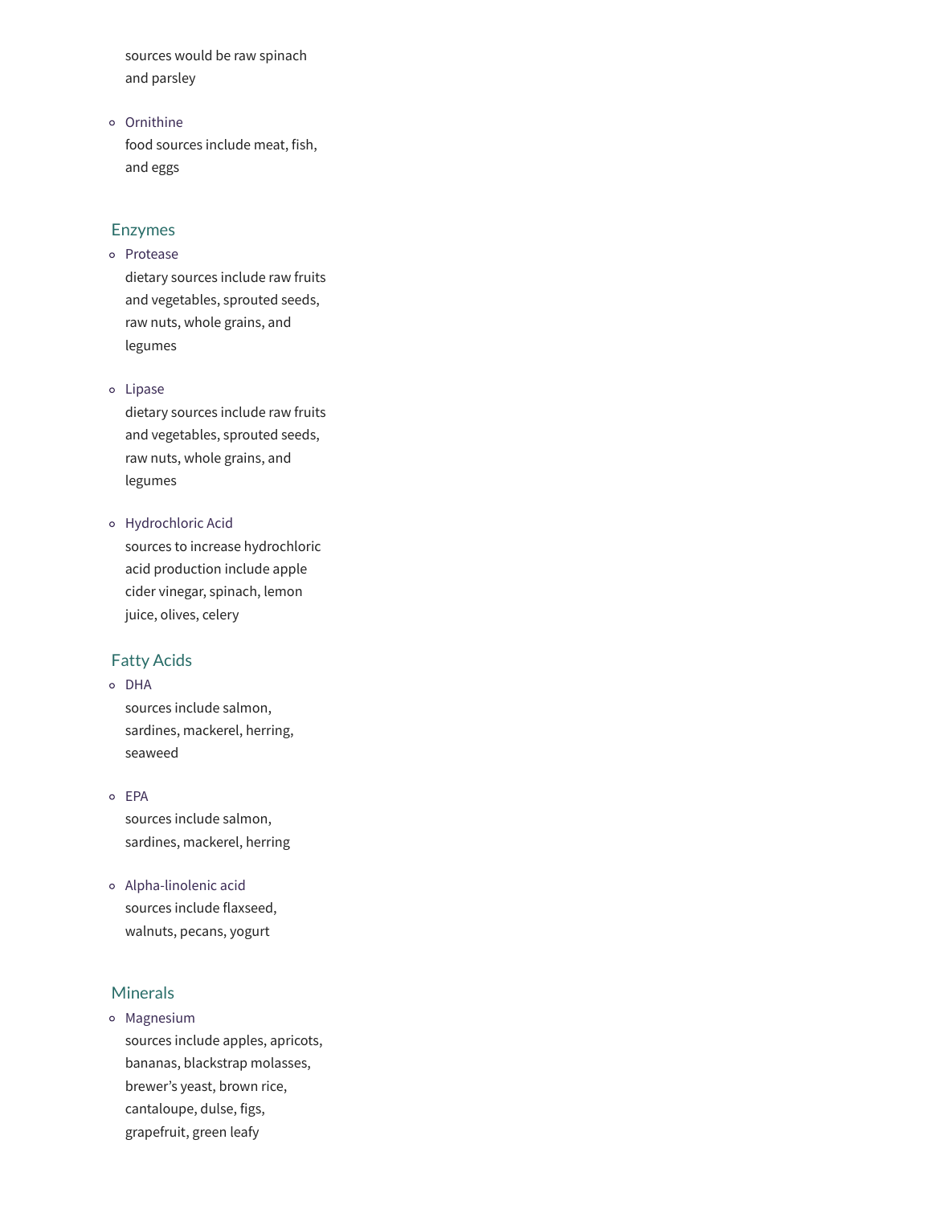sources would be raw spinach and parsley

- Ornithine
  food sources include meat, fish, and eggs

### Enzymes

- Protease
  dietary sources include raw fruits and vegetables, sprouted seeds, raw nuts, whole grains, and legumes

- Lipase
  dietary sources include raw fruits and vegetables, sprouted seeds, raw nuts, whole grains, and legumes

- Hydrochloric Acid
  sources to increase hydrochloric acid production include apple cider vinegar, spinach, lemon juice, olives, celery

### Fatty Acids

- DHA
  sources include salmon, sardines, mackerel, herring, seaweed

- EPA
  sources include salmon, sardines, mackerel, herring

- Alpha-linolenic acid
  sources include flaxseed, walnuts, pecans, yogurt

### Minerals

- Magnesium
  sources include apples, apricots, bananas, blackstrap molasses, brewer's yeast, brown rice, cantaloupe, dulse, figs, grapefruit, green leafy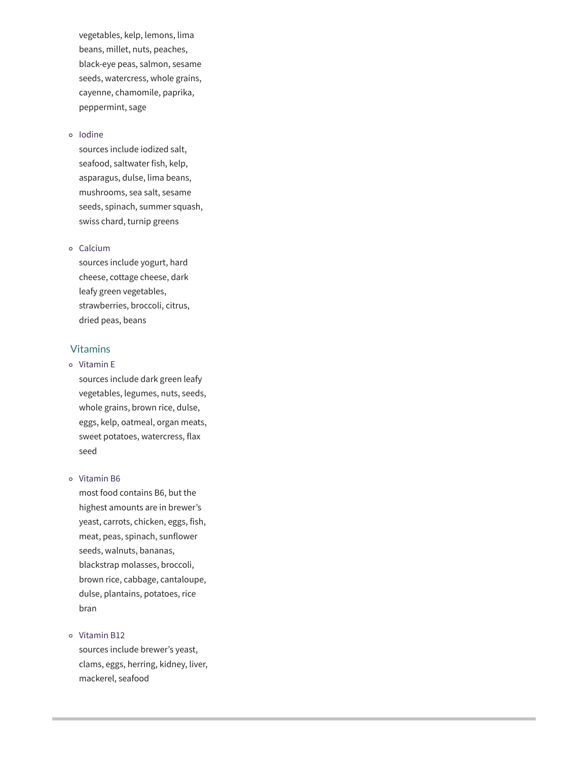vegetables, kelp, lemons, lima beans, millet, nuts, peaches, black-eye peas, salmon, sesame seeds, watercress, whole grains, cayenne, chamomile, paprika, peppermint, sage

- Iodine
  sources include iodized salt, seafood, saltwater fish, kelp, asparagus, dulse, lima beans, mushrooms, sea salt, sesame seeds, spinach, summer squash, swiss chard, turnip greens

- Calcium
  sources include yogurt, hard cheese, cottage cheese, dark leafy green vegetables, strawberries, broccoli, citrus, dried peas, beans

## Vitamins

- Vitamin E
  sources include dark green leafy vegetables, legumes, nuts, seeds, whole grains, brown rice, dulse, eggs, kelp, oatmeal, organ meats, sweet potatoes, watercress, flax seed

- Vitamin B6
  most food contains B6, but the highest amounts are in brewer's yeast, carrots, chicken, eggs, fish, meat, peas, spinach, sunflower seeds, walnuts, bananas, blackstrap molasses, broccoli, brown rice, cabbage, cantaloupe, dulse, plantains, potatoes, rice bran

- Vitamin B12
  sources include brewer's yeast, clams, eggs, herring, kidney, liver, mackerel, seafood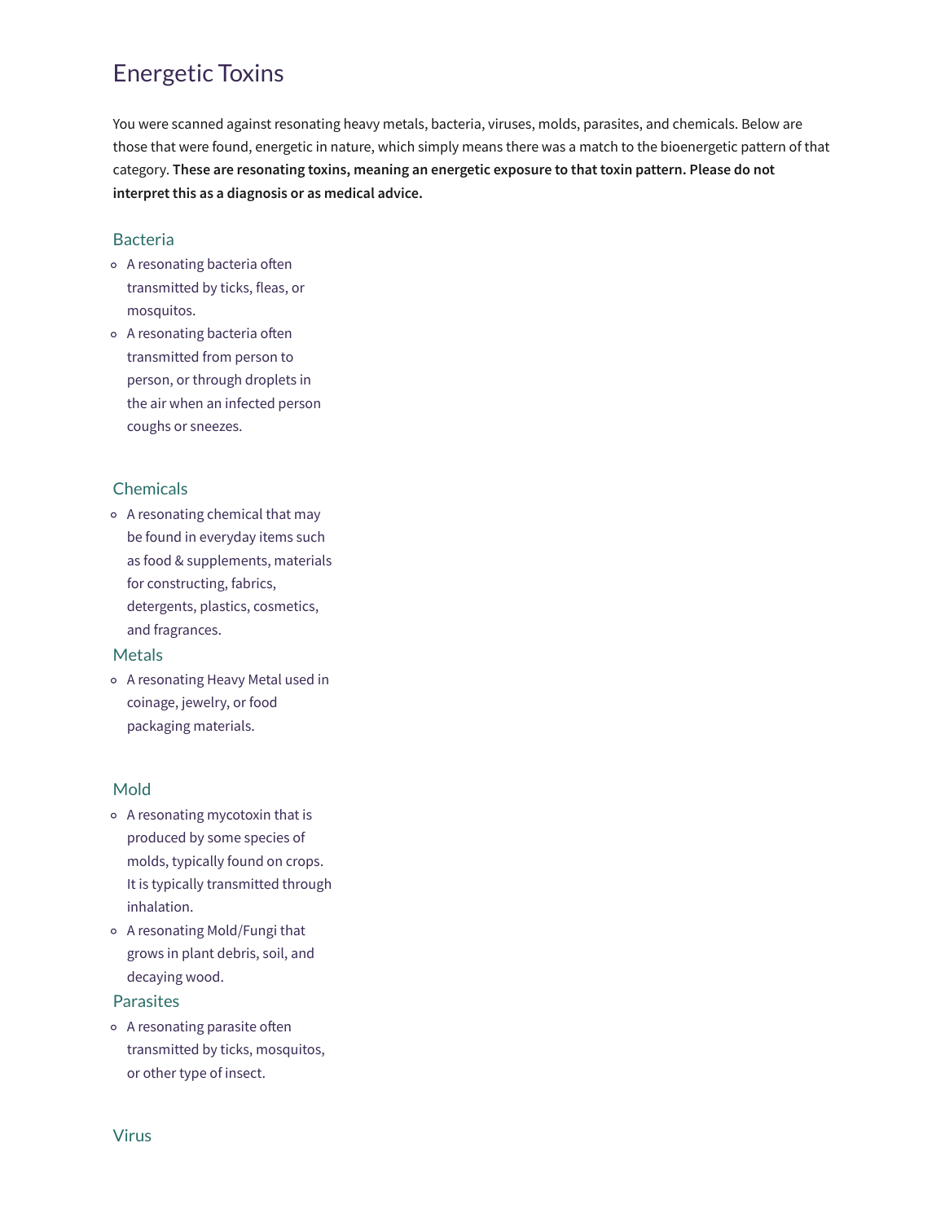# Energetic Toxins

You were scanned against resonating heavy metals, bacteria, viruses, molds, parasites, and chemicals. Below are those that were found, energetic in nature, which simply means there was a match to the bioenergetic pattern of that category. **These are resonating toxins, meaning an energetic exposure to that toxin pattern. Please do not interpret this as a diagnosis or as medical advice.**

## Bacteria

- A resonating bacteria often transmitted by ticks, fleas, or mosquitos.
- A resonating bacteria often transmitted from person to person, or through droplets in the air when an infected person coughs or sneezes.

## Chemicals

- A resonating chemical that may be found in everyday items such as food & supplements, materials for constructing, fabrics, detergents, plastics, cosmetics, and fragrances.

## Metals

- A resonating Heavy Metal used in coinage, jewelry, or food packaging materials.

## Mold

- A resonating mycotoxin that is produced by some species of molds, typically found on crops. It is typically transmitted through inhalation.
- A resonating Mold/Fungi that grows in plant debris, soil, and decaying wood.

## Parasites

- A resonating parasite often transmitted by ticks, mosquitos, or other type of insect.

## Virus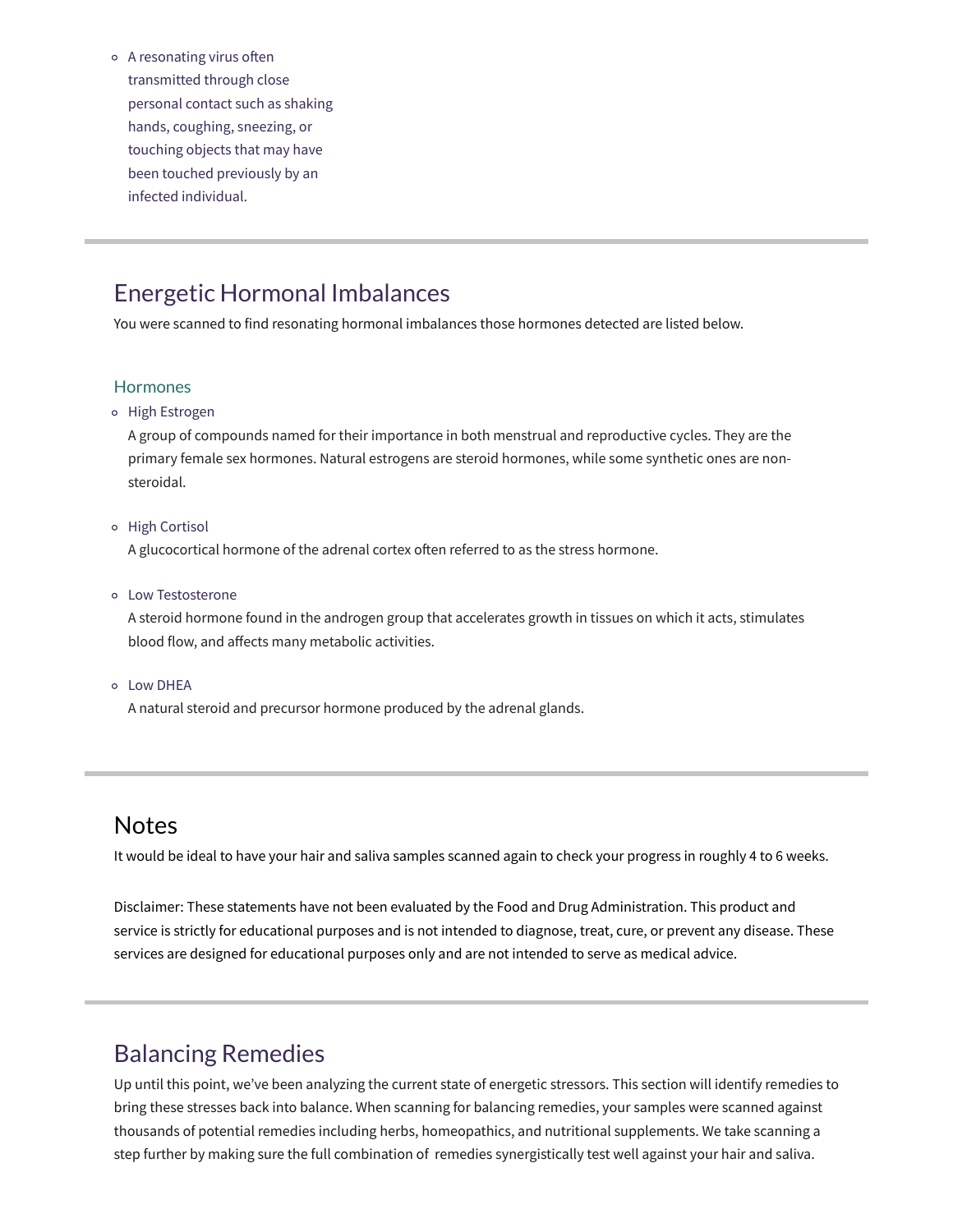- A resonating virus often transmitted through close personal contact such as shaking hands, coughing, sneezing, or touching objects that may have been touched previously by an infected individual.

---

## Energetic Hormonal Imbalances

You were scanned to find resonating hormonal imbalances those hormones detected are listed below.

### Hormones

- High Estrogen

  A group of compounds named for their importance in both menstrual and reproductive cycles. They are the primary female sex hormones. Natural estrogens are steroid hormones, while some synthetic ones are non-steroidal.

- High Cortisol

  A glucocortical hormone of the adrenal cortex often referred to as the stress hormone.

- Low Testosterone

  A steroid hormone found in the androgen group that accelerates growth in tissues on which it acts, stimulates blood flow, and affects many metabolic activities.

- Low DHEA

  A natural steroid and precursor hormone produced by the adrenal glands.

---

## Notes

It would be ideal to have your hair and saliva samples scanned again to check your progress in roughly 4 to 6 weeks.

Disclaimer: These statements have not been evaluated by the Food and Drug Administration. This product and service is strictly for educational purposes and is not intended to diagnose, treat, cure, or prevent any disease. These services are designed for educational purposes only and are not intended to serve as medical advice.

---

## Balancing Remedies

Up until this point, we've been analyzing the current state of energetic stressors. This section will identify remedies to bring these stresses back into balance. When scanning for balancing remedies, your samples were scanned against thousands of potential remedies including herbs, homeopathics, and nutritional supplements. We take scanning a step further by making sure the full combination of remedies synergistically test well against your hair and saliva.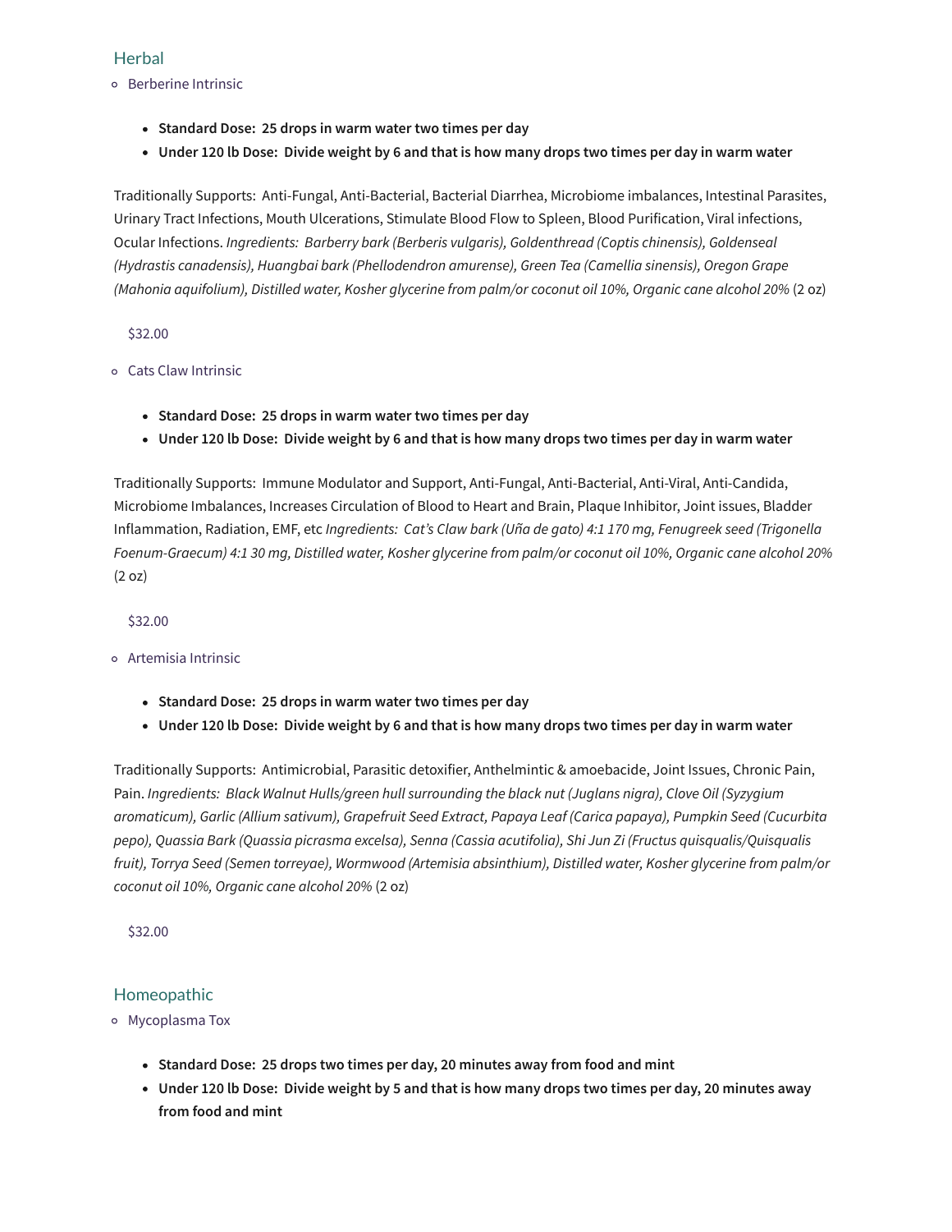## Herbal

- Berberine Intrinsic

  - **Standard Dose: 25 drops in warm water two times per day**
  - **Under 120 lb Dose: Divide weight by 6 and that is how many drops two times per day in warm water**

Traditionally Supports: Anti-Fungal, Anti-Bacterial, Bacterial Diarrhea, Microbiome imbalances, Intestinal Parasites, Urinary Tract Infections, Mouth Ulcerations, Stimulate Blood Flow to Spleen, Blood Purification, Viral infections, Ocular Infections. *Ingredients: Barberry bark (Berberis vulgaris), Goldenthread (Coptis chinensis), Goldenseal (Hydrastis canadensis), Huangbai bark (Phellodendron amurense), Green Tea (Camellia sinensis), Oregon Grape (Mahonia aquifolium), Distilled water, Kosher glycerine from palm/or coconut oil 10%, Organic cane alcohol 20%* (2 oz)

$32.00

- Cats Claw Intrinsic

  - **Standard Dose: 25 drops in warm water two times per day**
  - **Under 120 lb Dose: Divide weight by 6 and that is how many drops two times per day in warm water**

Traditionally Supports: Immune Modulator and Support, Anti-Fungal, Anti-Bacterial, Anti-Viral, Anti-Candida, Microbiome Imbalances, Increases Circulation of Blood to Heart and Brain, Plaque Inhibitor, Joint issues, Bladder Inflammation, Radiation, EMF, etc *Ingredients: Cat's Claw bark (Uña de gato) 4:1 170 mg, Fenugreek seed (Trigonella Foenum-Graecum) 4:1 30 mg, Distilled water, Kosher glycerine from palm/or coconut oil 10%, Organic cane alcohol 20%* (2 oz)

$32.00

- Artemisia Intrinsic

  - **Standard Dose: 25 drops in warm water two times per day**
  - **Under 120 lb Dose: Divide weight by 6 and that is how many drops two times per day in warm water**

Traditionally Supports: Antimicrobial, Parasitic detoxifier, Anthelmintic & amoebacide, Joint Issues, Chronic Pain, Pain. *Ingredients: Black Walnut Hulls/green hull surrounding the black nut (Juglans nigra), Clove Oil (Syzygium aromaticum), Garlic (Allium sativum), Grapefruit Seed Extract, Papaya Leaf (Carica papaya), Pumpkin Seed (Cucurbita pepo), Quassia Bark (Quassia picrasma excelsa), Senna (Cassia acutifolia), Shi Jun Zi (Fructus quisqualis/Quisqualis fruit), Torrya Seed (Semen torreyae), Wormwood (Artemisia absinthium), Distilled water, Kosher glycerine from palm/or coconut oil 10%, Organic cane alcohol 20%* (2 oz)

$32.00

## Homeopathic

- Mycoplasma Tox

  - **Standard Dose: 25 drops two times per day, 20 minutes away from food and mint**
  - **Under 120 lb Dose: Divide weight by 5 and that is how many drops two times per day, 20 minutes away from food and mint**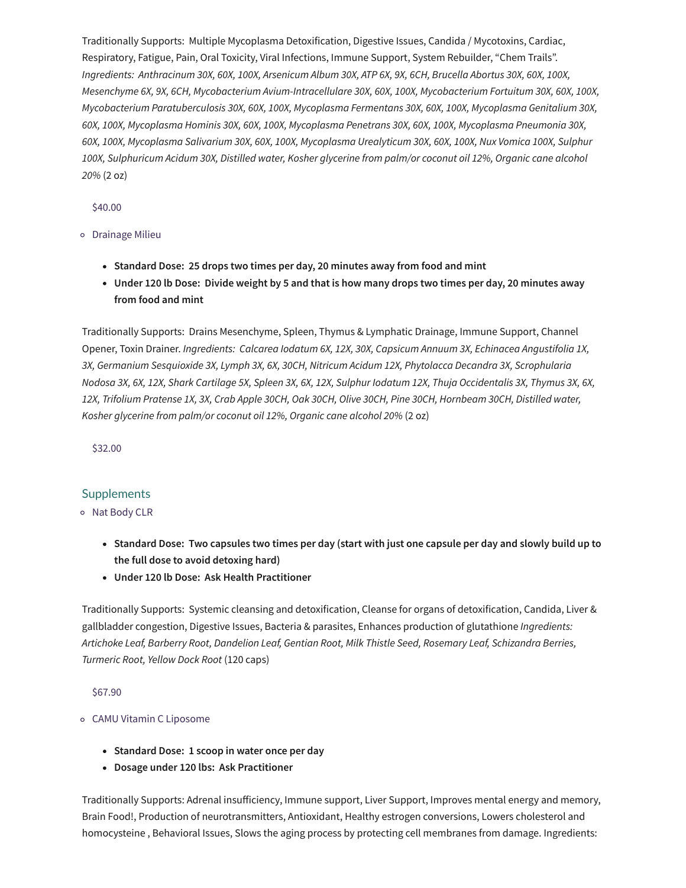Traditionally Supports: Multiple Mycoplasma Detoxification, Digestive Issues, Candida / Mycotoxins, Cardiac, Respiratory, Fatigue, Pain, Oral Toxicity, Viral Infections, Immune Support, System Rebuilder, "Chem Trails". *Ingredients: Anthracinum 30X, 60X, 100X, Arsenicum Album 30X, ATP 6X, 9X, 6CH, Brucella Abortus 30X, 60X, 100X, Mesenchyme 6X, 9X, 6CH, Mycobacterium Avium-Intracellulare 30X, 60X, 100X, Mycobacterium Fortuitum 30X, 60X, 100X, Mycobacterium Paratuberculosis 30X, 60X, 100X, Mycoplasma Fermentans 30X, 60X, 100X, Mycoplasma Genitalium 30X, 60X, 100X, Mycoplasma Hominis 30X, 60X, 100X, Mycoplasma Penetrans 30X, 60X, 100X, Mycoplasma Pneumonia 30X, 60X, 100X, Mycoplasma Salivarium 30X, 60X, 100X, Mycoplasma Urealyticum 30X, 60X, 100X, Nux Vomica 100X, Sulphur 100X, Sulphuricum Acidum 30X, Distilled water, Kosher glycerine from palm/or coconut oil 12%, Organic cane alcohol 20%* (2 oz)

$40.00

- Drainage Milieu

  - **Standard Dose: 25 drops two times per day, 20 minutes away from food and mint**
  - **Under 120 lb Dose: Divide weight by 5 and that is how many drops two times per day, 20 minutes away from food and mint**

Traditionally Supports: Drains Mesenchyme, Spleen, Thymus & Lymphatic Drainage, Immune Support, Channel Opener, Toxin Drainer. *Ingredients: Calcarea Iodatum 6X, 12X, 30X, Capsicum Annuum 3X, Echinacea Angustifolia 1X, 3X, Germanium Sesquioxide 3X, Lymph 3X, 6X, 30CH, Nitricum Acidum 12X, Phytolacca Decandra 3X, Scrophularia Nodosa 3X, 6X, 12X, Shark Cartilage 5X, Spleen 3X, 6X, 12X, Sulphur Iodatum 12X, Thuja Occidentalis 3X, Thymus 3X, 6X, 12X, Trifolium Pratense 1X, 3X, Crab Apple 30CH, Oak 30CH, Olive 30CH, Pine 30CH, Hornbeam 30CH, Distilled water, Kosher glycerine from palm/or coconut oil 12%, Organic cane alcohol 20%* (2 oz)

$32.00

## Supplements

- Nat Body CLR

  - **Standard Dose: Two capsules two times per day (start with just one capsule per day and slowly build up to the full dose to avoid detoxing hard)**
  - **Under 120 lb Dose: Ask Health Practitioner**

Traditionally Supports: Systemic cleansing and detoxification, Cleanse for organs of detoxification, Candida, Liver & gallbladder congestion, Digestive Issues, Bacteria & parasites, Enhances production of glutathione *Ingredients: Artichoke Leaf, Barberry Root, Dandelion Leaf, Gentian Root, Milk Thistle Seed, Rosemary Leaf, Schizandra Berries, Turmeric Root, Yellow Dock Root* (120 caps)

$67.90

- CAMU Vitamin C Liposome

  - **Standard Dose: 1 scoop in water once per day**
  - **Dosage under 120 lbs: Ask Practitioner**

Traditionally Supports: Adrenal insufficiency, Immune support, Liver Support, Improves mental energy and memory, Brain Food!, Production of neurotransmitters, Antioxidant, Healthy estrogen conversions, Lowers cholesterol and homocysteine , Behavioral Issues, Slows the aging process by protecting cell membranes from damage. Ingredients: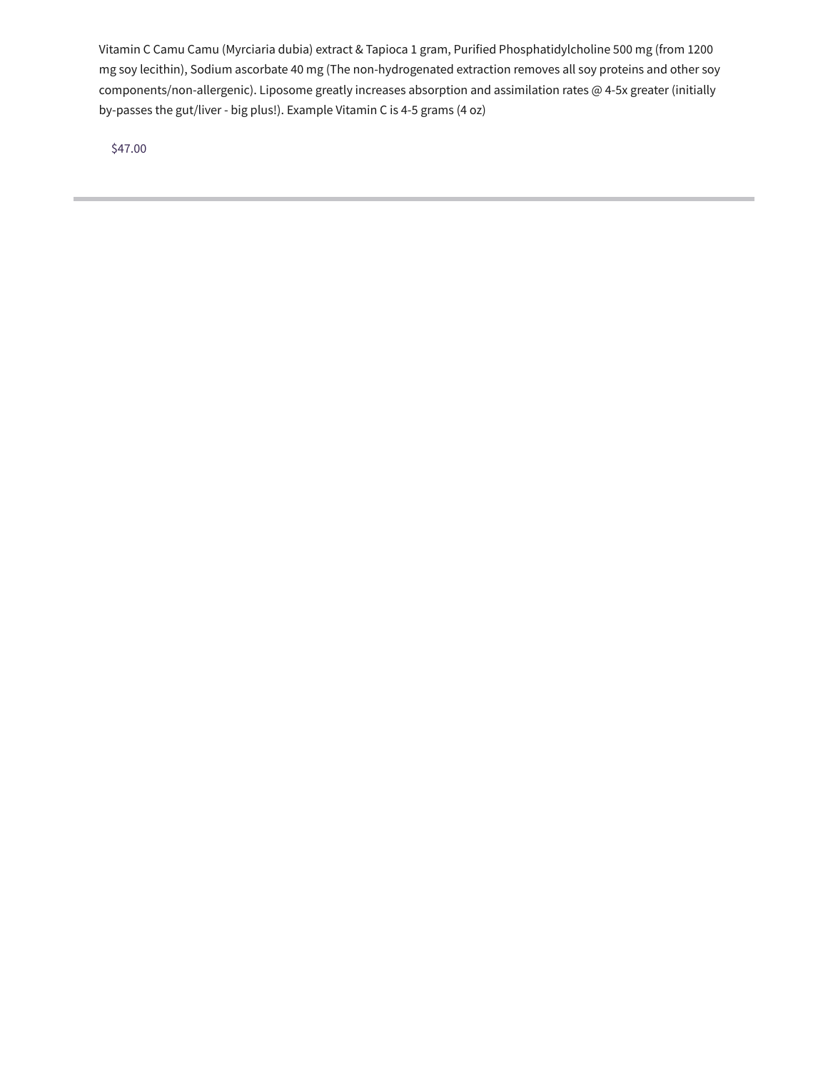Vitamin C Camu Camu (Myrciaria dubia) extract & Tapioca 1 gram, Purified Phosphatidylcholine 500 mg (from 1200 mg soy lecithin), Sodium ascorbate 40 mg (The non-hydrogenated extraction removes all soy proteins and other soy components/non-allergenic). Liposome greatly increases absorption and assimilation rates @ 4-5x greater (initially by-passes the gut/liver - big plus!). Example Vitamin C is 4-5 grams (4 oz)

$47.00

---